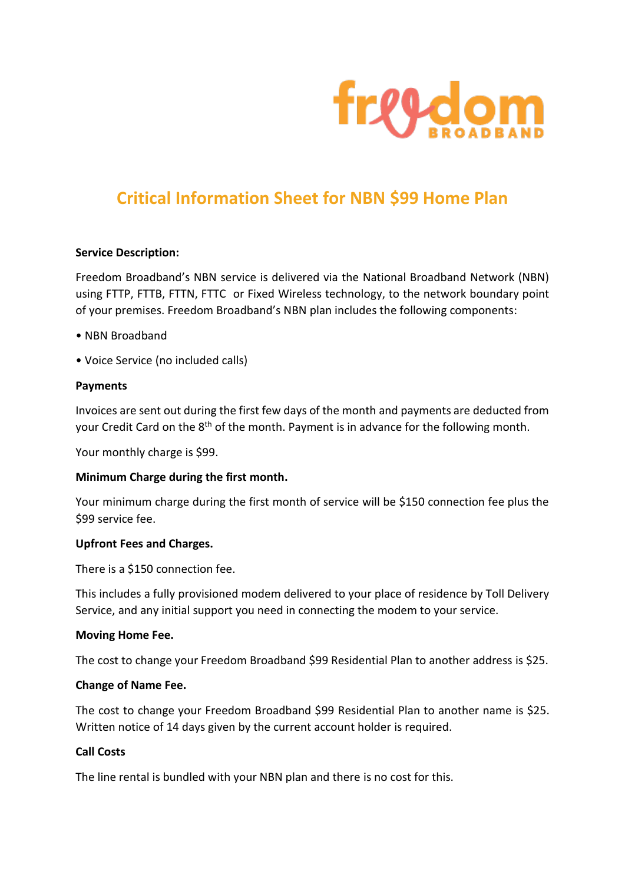# Critical Information Sheet for NBN $99 Home Plan

**Service Description:**

Freedom Broadband's NBN service is delivered via the National Broadband Network (NBN) using FTTP, FTTB, FTTN, FTTC or Fixed Wireless technology, to the network boundary point of your premises. Freedom Broadband's NBN plan includes the following components:

- NBN Broadband
- Voice Service (no included calls)

**Payments**

Invoices are sent out during the first few days of the month and payments are deducted from your Credit Card on the 8th of the month. Payment is in advance for the following month.

Your monthly charge is $99.

**Minimum Charge during the first month.**

Your minimum charge during the first month of service will be $150 connection fee plus the $99 service fee.

**Upfront Fees and Charges.**

There is a $150 connection fee.

This includes a fully provisioned modem delivered to your place of residence by Toll Delivery Service, and any initial support you need in connecting the modem to your service.

**Moving Home Fee.**

The cost to change your Freedom Broadband $99 Residential Plan to another address is $25.

**Change of Name Fee.**

The cost to change your Freedom Broadband $99 Residential Plan to another name is $25. Written notice of 14 days given by the current account holder is required.

**Call Costs**

The line rental is bundled with your NBN plan and there is no cost for this.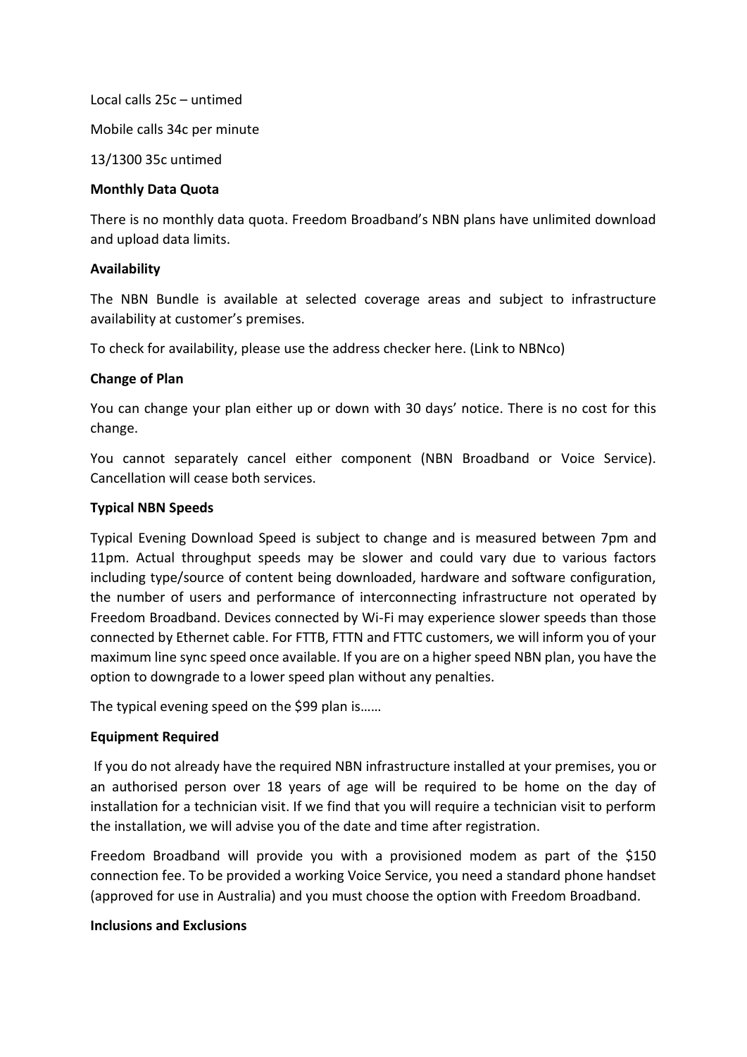Local calls 25c – untimed

Mobile calls 34c per minute

13/1300 35c untimed

**Monthly Data Quota**

There is no monthly data quota. Freedom Broadband's NBN plans have unlimited download and upload data limits.

**Availability**

The NBN Bundle is available at selected coverage areas and subject to infrastructure availability at customer's premises.

To check for availability, please use the address checker here. (Link to NBNco)

**Change of Plan**

You can change your plan either up or down with 30 days' notice. There is no cost for this change.

You cannot separately cancel either component (NBN Broadband or Voice Service). Cancellation will cease both services.

**Typical NBN Speeds**

Typical Evening Download Speed is subject to change and is measured between 7pm and 11pm. Actual throughput speeds may be slower and could vary due to various factors including type/source of content being downloaded, hardware and software configuration, the number of users and performance of interconnecting infrastructure not operated by Freedom Broadband. Devices connected by Wi-Fi may experience slower speeds than those connected by Ethernet cable. For FTTB, FTTN and FTTC customers, we will inform you of your maximum line sync speed once available. If you are on a higher speed NBN plan, you have the option to downgrade to a lower speed plan without any penalties.

The typical evening speed on the $99 plan is……

**Equipment Required**

If you do not already have the required NBN infrastructure installed at your premises, you or an authorised person over 18 years of age will be required to be home on the day of installation for a technician visit. If we find that you will require a technician visit to perform the installation, we will advise you of the date and time after registration.

Freedom Broadband will provide you with a provisioned modem as part of the $150 connection fee. To be provided a working Voice Service, you need a standard phone handset (approved for use in Australia) and you must choose the option with Freedom Broadband.

**Inclusions and Exclusions**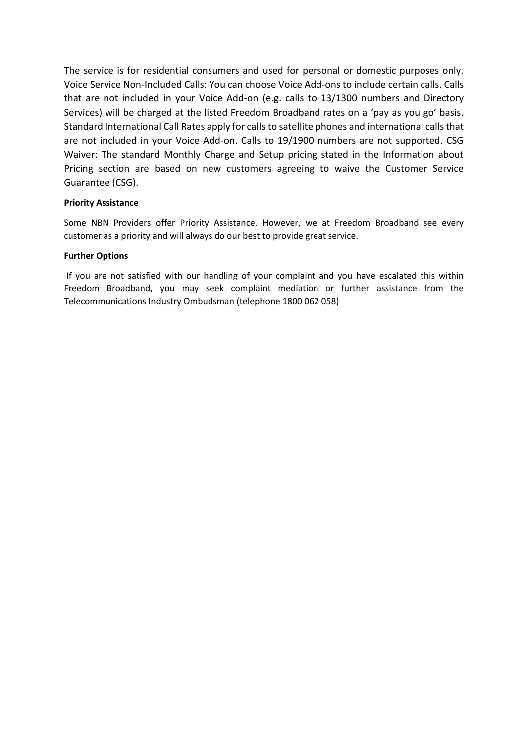The service is for residential consumers and used for personal or domestic purposes only. Voice Service Non-Included Calls: You can choose Voice Add-ons to include certain calls. Calls that are not included in your Voice Add-on (e.g. calls to 13/1300 numbers and Directory Services) will be charged at the listed Freedom Broadband rates on a 'pay as you go' basis. Standard International Call Rates apply for calls to satellite phones and international calls that are not included in your Voice Add-on. Calls to 19/1900 numbers are not supported. CSG Waiver: The standard Monthly Charge and Setup pricing stated in the Information about Pricing section are based on new customers agreeing to waive the Customer Service Guarantee (CSG).

**Priority Assistance**

Some NBN Providers offer Priority Assistance. However, we at Freedom Broadband see every customer as a priority and will always do our best to provide great service.

**Further Options**

If you are not satisfied with our handling of your complaint and you have escalated this within Freedom Broadband, you may seek complaint mediation or further assistance from the Telecommunications Industry Ombudsman (telephone 1800 062 058)